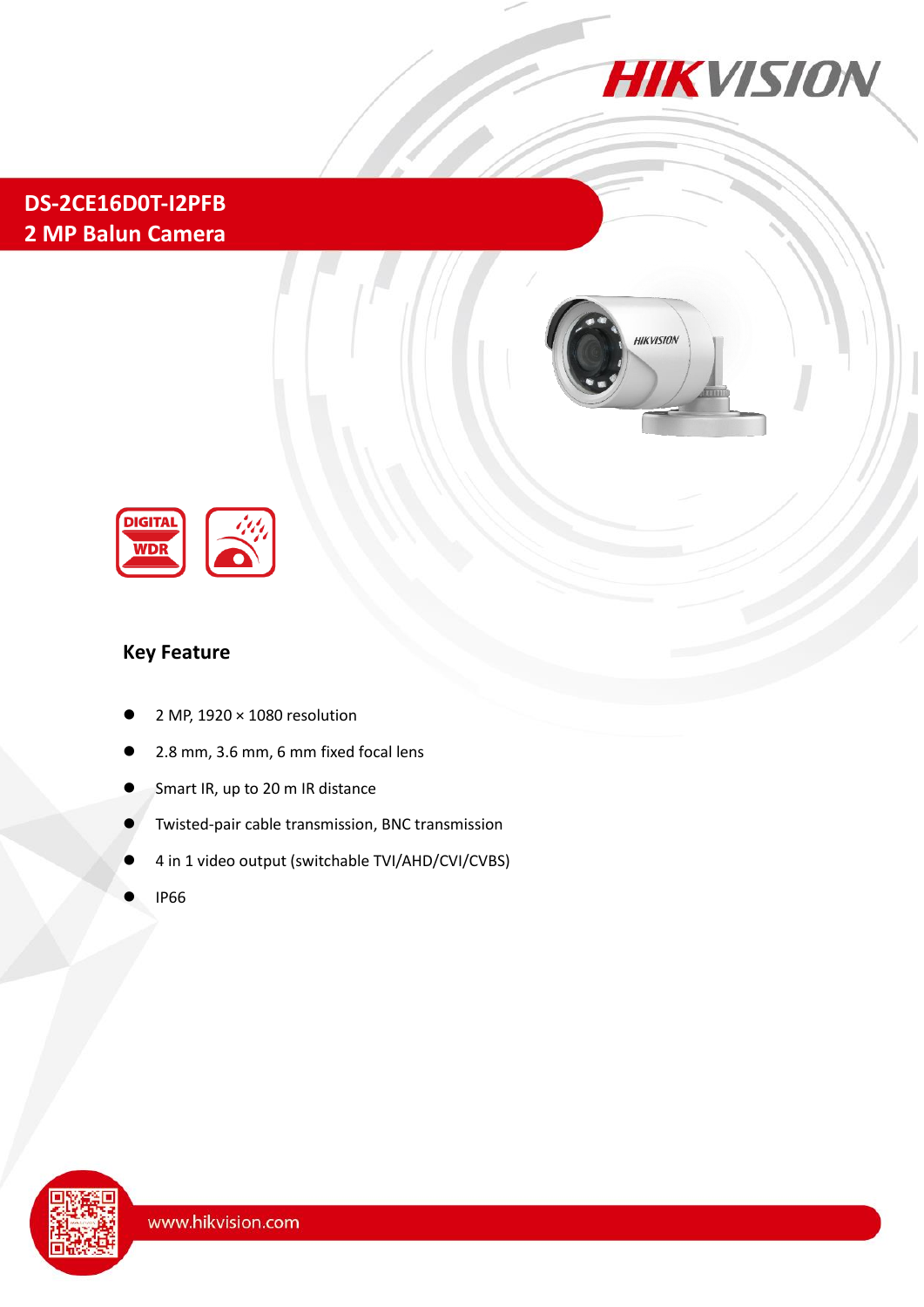# DS-2CE16D0T-I2PFB
## 2 MP Balun Camera

### Key Feature

- 2 MP, 1920 × 1080 resolution
- 2.8 mm, 3.6 mm, 6 mm fixed focal lens
- Smart IR, up to 20 m IR distance
- Twisted-pair cable transmission, BNC transmission
- 4 in 1 video output (switchable TVI/AHD/CVI/CVBS)
- IP66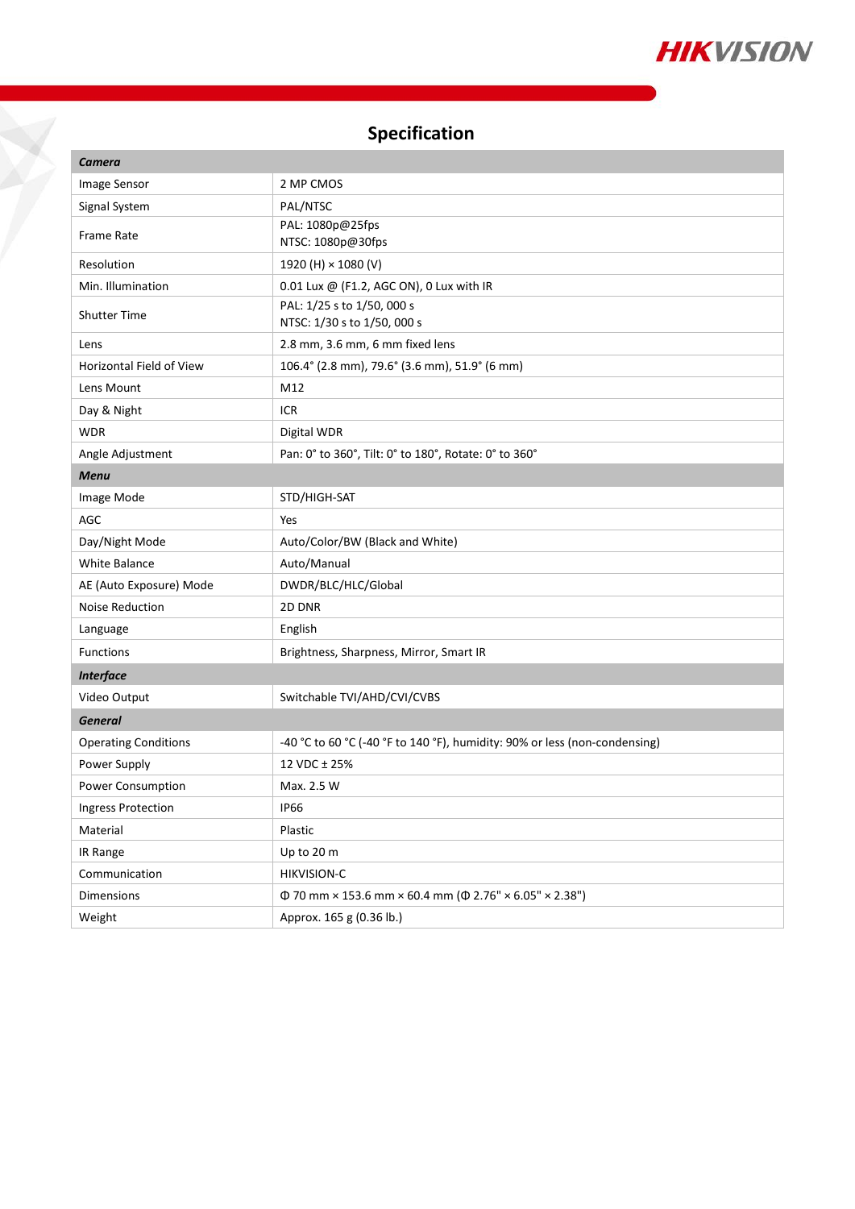## Specification

| ***Camera*** | |
|---|---|
| Image Sensor | 2 MP CMOS |
| Signal System | PAL/NTSC |
| Frame Rate | PAL: 1080p@25fps<br>NTSC: 1080p@30fps |
| Resolution | 1920 (H) × 1080 (V) |
| Min. Illumination | 0.01 Lux @ (F1.2, AGC ON), 0 Lux with IR |
| Shutter Time | PAL: 1/25 s to 1/50, 000 s<br>NTSC: 1/30 s to 1/50, 000 s |
| Lens | 2.8 mm, 3.6 mm, 6 mm fixed lens |
| Horizontal Field of View | 106.4° (2.8 mm), 79.6° (3.6 mm), 51.9° (6 mm) |
| Lens Mount | M12 |
| Day & Night | ICR |
| WDR | Digital WDR |
| Angle Adjustment | Pan: 0° to 360°, Tilt: 0° to 180°, Rotate: 0° to 360° |
| ***Menu*** | |
| Image Mode | STD/HIGH-SAT |
| AGC | Yes |
| Day/Night Mode | Auto/Color/BW (Black and White) |
| White Balance | Auto/Manual |
| AE (Auto Exposure) Mode | DWDR/BLC/HLC/Global |
| Noise Reduction | 2D DNR |
| Language | English |
| Functions | Brightness, Sharpness, Mirror, Smart IR |
| ***Interface*** | |
| Video Output | Switchable TVI/AHD/CVI/CVBS |
| ***General*** | |
| Operating Conditions | -40 °C to 60 °C (-40 °F to 140 °F), humidity: 90% or less (non-condensing) |
| Power Supply | 12 VDC ± 25% |
| Power Consumption | Max. 2.5 W |
| Ingress Protection | IP66 |
| Material | Plastic |
| IR Range | Up to 20 m |
| Communication | HIKVISION-C |
| Dimensions | Φ 70 mm × 153.6 mm × 60.4 mm (Φ 2.76" × 6.05" × 2.38") |
| Weight | Approx. 165 g (0.36 lb.) |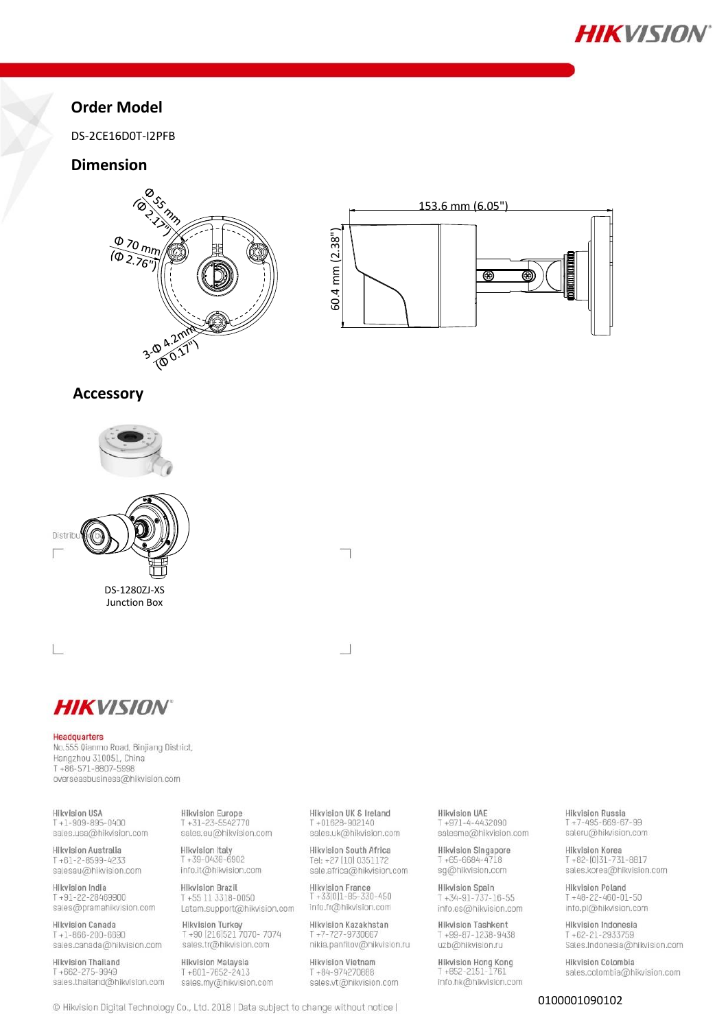## Order Model

DS-2CE16D0T-I2PFB

## Dimension

Φ 55 mm
(Φ 2.17")
Φ 70 mm
(Φ 2.76")
3-Φ 4.2mm
(Φ 0.17")

153.6 mm (6.05")
60.4 mm (2.38")

## Accessory

DS-1280ZJ-XS
Junction Box

**HIKVISION**

**Headquarters**
No.555 Qianmo Road, Binjiang District,
Hangzhou 310051, China
T +86-571-8807-5998
overseasbusiness@hikvision.com

Hikvision USA
T +1-909-895-0400
sales.usa@hikvision.com

Hikvision Australia
T +61-2-8599-4233
salesau@hikvision.com

Hikvision India
T +91-22-28469900
sales@pramahikvision.com

Hikvision Canada
T +1-866-200-6690
sales.canada@hikvision.com

Hikvision Thailand
T +662-275-9949
sales.thailand@hikvision.com

Hikvision Europe
T +31-23-5542770
sales.eu@hikvision.com

Hikvision Italy
T +39-0438-6902
info.it@hikvision.com

Hikvision Brazil
T +55 11 3318-0050
Latam.support@hikvision.com

Hikvision Turkey
T +90 (216)521 7070- 7074
sales.tr@hikvision.com

Hikvision Malaysia
T +601-7652-2413
sales.my@hikvision.com

Hikvision UK & Ireland
T +01628-902140
sales.uk@hikvision.com

Hikvision South Africa
Tel: +27 (10) 0351172
sale.africa@hikvision.com

Hikvision France
T +33(0)1-85-330-450
info.fr@hikvision.com

Hikvision Kazakhstan
T +7-727-9730667
nikia.panfilov@hikvision.ru

Hikvision Vietnam
T +84-974270888
sales.vt@hikvision.com

Hikvision UAE
T +971-4-4432090
salesme@hikvision.com

Hikvision Singapore
T +65-6684-4718
sg@hikvision.com

Hikvision Spain
T +34-91-737-16-55
info.es@hikvision.com

Hikvision Tashkent
T +99-87-1238-9438
uzb@hikvision.ru

Hikvision Hong Kong
T +852-2151-1761
info.hk@hikvision.com

Hikvision Russia
T +7-495-669-67-99
saleru@hikvision.com

Hikvision Korea
T +82-(0)31-731-8817
sales.korea@hikvision.com

Hikvision Poland
T +48-22-460-01-50
info.pl@hikvision.com

Hikvision Indonesia
T +62-21-2933759
Sales.Indonesia@hikvision.com

Hikvision Colombia
sales.colombia@hikvision.com

© Hikvision Digital Technology Co., Ltd. 2018 | Data subject to change without notice |

0100001090102